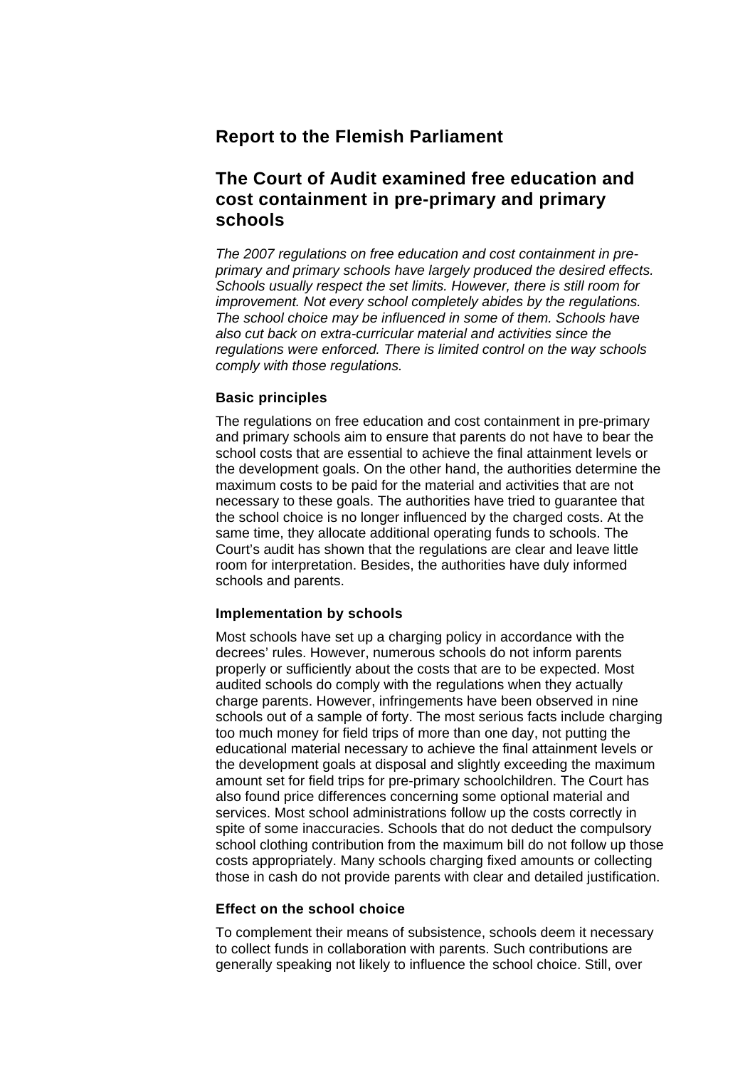## Report to the Flemish Parliament

## The Court of Audit examined free education and cost containment in pre-primary and primary schools

*The 2007 regulations on free education and cost containment in pre-primary and primary schools have largely produced the desired effects. Schools usually respect the set limits. However, there is still room for improvement. Not every school completely abides by the regulations. The school choice may be influenced in some of them. Schools have also cut back on extra-curricular material and activities since the regulations were enforced. There is limited control on the way schools comply with those regulations.*

### Basic principles

The regulations on free education and cost containment in pre-primary and primary schools aim to ensure that parents do not have to bear the school costs that are essential to achieve the final attainment levels or the development goals. On the other hand, the authorities determine the maximum costs to be paid for the material and activities that are not necessary to these goals. The authorities have tried to guarantee that the school choice is no longer influenced by the charged costs. At the same time, they allocate additional operating funds to schools. The Court's audit has shown that the regulations are clear and leave little room for interpretation. Besides, the authorities have duly informed schools and parents.

### Implementation by schools

Most schools have set up a charging policy in accordance with the decrees' rules. However, numerous schools do not inform parents properly or sufficiently about the costs that are to be expected. Most audited schools do comply with the regulations when they actually charge parents. However, infringements have been observed in nine schools out of a sample of forty. The most serious facts include charging too much money for field trips of more than one day, not putting the educational material necessary to achieve the final attainment levels or the development goals at disposal and slightly exceeding the maximum amount set for field trips for pre-primary schoolchildren. The Court has also found price differences concerning some optional material and services. Most school administrations follow up the costs correctly in spite of some inaccuracies. Schools that do not deduct the compulsory school clothing contribution from the maximum bill do not follow up those costs appropriately. Many schools charging fixed amounts or collecting those in cash do not provide parents with clear and detailed justification.

### Effect on the school choice

To complement their means of subsistence, schools deem it necessary to collect funds in collaboration with parents. Such contributions are generally speaking not likely to influence the school choice. Still, over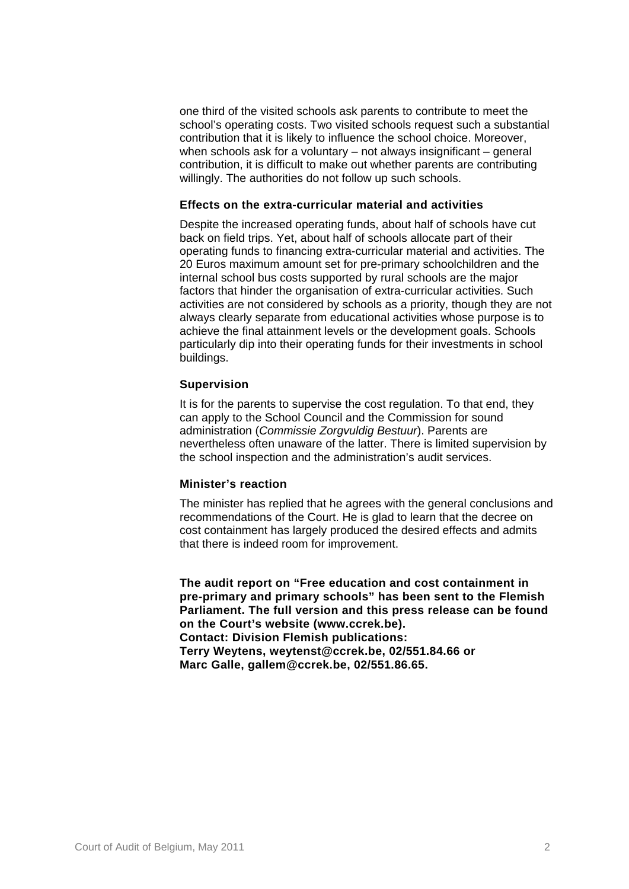one third of the visited schools ask parents to contribute to meet the school's operating costs. Two visited schools request such a substantial contribution that it is likely to influence the school choice. Moreover, when schools ask for a voluntary – not always insignificant – general contribution, it is difficult to make out whether parents are contributing willingly. The authorities do not follow up such schools.

### Effects on the extra-curricular material and activities

Despite the increased operating funds, about half of schools have cut back on field trips. Yet, about half of schools allocate part of their operating funds to financing extra-curricular material and activities. The 20 Euros maximum amount set for pre-primary schoolchildren and the internal school bus costs supported by rural schools are the major factors that hinder the organisation of extra-curricular activities. Such activities are not considered by schools as a priority, though they are not always clearly separate from educational activities whose purpose is to achieve the final attainment levels or the development goals. Schools particularly dip into their operating funds for their investments in school buildings.

### Supervision

It is for the parents to supervise the cost regulation. To that end, they can apply to the School Council and the Commission for sound administration (*Commissie Zorgvuldig Bestuur*). Parents are nevertheless often unaware of the latter. There is limited supervision by the school inspection and the administration's audit services.

### Minister's reaction

The minister has replied that he agrees with the general conclusions and recommendations of the Court. He is glad to learn that the decree on cost containment has largely produced the desired effects and admits that there is indeed room for improvement.

**The audit report on "Free education and cost containment in pre-primary and primary schools" has been sent to the Flemish Parliament. The full version and this press release can be found on the Court's website (www.ccrek.be).**
**Contact: Division Flemish publications:**
**Terry Weytens, weytenst@ccrek.be, 02/551.84.66 or**
**Marc Galle, gallem@ccrek.be, 02/551.86.65.**